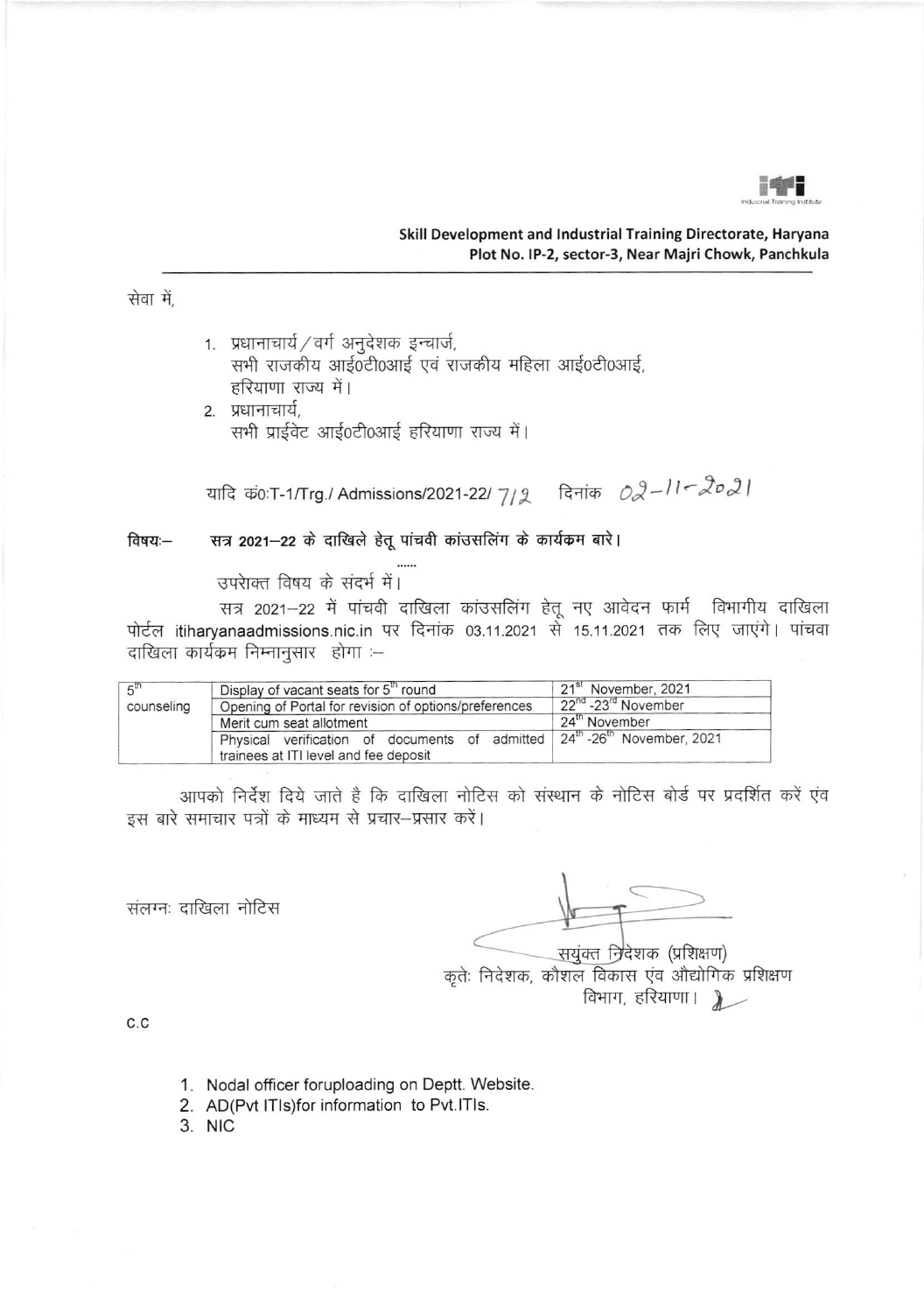**Skill Development and Industrial Training Directorate, Haryana**
**Plot No. IP-2, sector-3, Near Majri Chowk, Panchkula**

सेवा में,

1. प्रधानाचार्य / वर्ग अनुदेशक इन्चार्ज,
   सभी राजकीय आई0टी0आई एवं राजकीय महिला आई0टी0आई,
   हरियाणा राज्य में।
2. प्रधानाचार्य,
   सभी प्राईवेट आई0टी0आई हरियाणा राज्य में।

यादि कं0:T-1/Trg./ Admissions/2021-22/ 712 दिनांक 02-11-2021

**विषयः— सत्र 2021—22 के दाखिले हेतू पांचवी कांउसलिंग के कार्यक्रम बारे।**

......

उपरोक्त विषय के संदर्भ में।

सत्र 2021—22 में पांचवी दाखिला कांउसलिंग हेतू नए आवेदन फार्म विभागीय दाखिला पोर्टल itiharyanaadmissions.nic.in पर दिनांक 03.11.2021 से 15.11.2021 तक लिए जाएंगे। पांचवा दाखिला कार्यक्रम निम्नानुसार होगा :—

| | | |
|---|---|---|
| 5th counseling | Display of vacant seats for 5th round | 21st November, 2021 |
| | Opening of Portal for revision of options/preferences | 22nd -23rd November |
| | Merit cum seat allotment | 24th November |
| | Physical verification of documents of admitted trainees at ITI level and fee deposit | 24th -26th November, 2021 |

आपको निर्देश दिये जाते है कि दाखिला नोटिस को संस्थान के नोटिस बोर्ड पर प्रदर्शित करें एंव इस बारे समाचार पत्रों के माध्यम से प्रचार—प्रसार करें।

संलग्नः दाखिला नोटिस

सयुंक्त निदेशक (प्रशिक्षण)
कृतेः निदेशक, कौशल विकास एंव औद्योगिक प्रशिक्षण
विभाग, हरियाणा।

C.C

1. Nodal officer foruploading on Deptt. Website.
2. AD(Pvt ITIs)for information to Pvt.ITIs.
3. NIC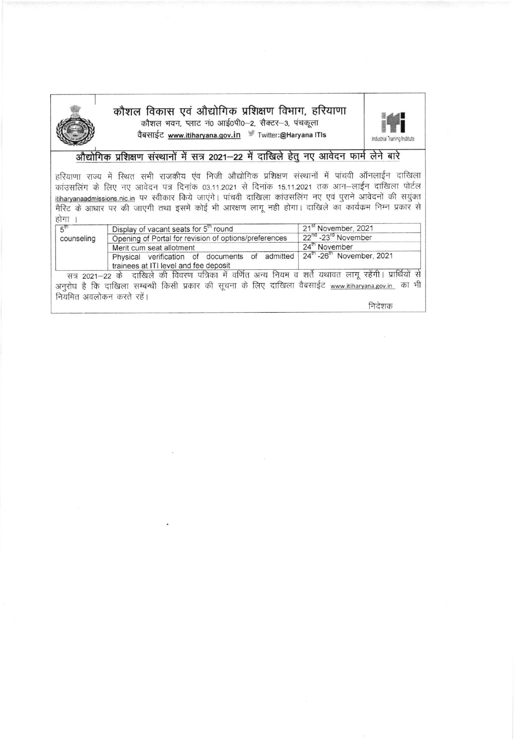# कौशल विकास एवं औद्योगिक प्रशिक्षण विभाग, हरियाणा

कौशल भवन, प्लाट नं0 आई0पी0–2, सैक्टर–3, पंचकूला

वैबसाईट www.itiharyana.gov.in Twitter:@Haryana ITIs

Industrial Training Institute

## औद्योगिक प्रशिक्षण संस्थानों में सत्र 2021–22 में दाखिले हेतु नए आवेदन फार्म लेने बारे

हरियाणा राज्य में स्थित सभी राजकीय एंव निजी औद्योगिक प्रशिक्षण संस्थानों में पांचवी ऑनलाईन दाखिला कांउसलिंग के लिए नए आवेदन पत्र दिनांक 03.11.2021 से दिनांक 15.11.2021 तक आन–लाईन दाखिला पोर्टल itiharyanaadmissions.nic.in पर स्वीकार किये जाएंगे। पांचवी दाखिला कांउसलिंग नए एवं पुराने आवेदनों की सयुंक्त मैरिट के आधार पर की जाएगी तथा इसमें कोई भी आरक्षण लागू नही होगा। दाखिले का कार्यक्रम निम्न प्रकार से होगा ।

| | | |
|---|---|---|
| 5th counseling | Display of vacant seats for 5th round | 21st November, 2021 |
| | Opening of Portal for revision of options/preferences | 22nd -23rd November |
| | Merit cum seat allotment | 24th November |
| | Physical verification of documents of admitted trainees at ITI level and fee deposit | 24th -26th November, 2021 |

सत्र 2021–22 के दाखिले की विवरण पत्रिका में वर्णित अन्य नियम व शर्ते यथावत लागू रहेंगी। प्रार्थियों से अनुरोध है कि दाखिला सम्बन्धी किसी प्रकार की सूचना के लिए दाखिला वैबसाईट www.itiharyana.gov.in का भी नियमित अवलोकन करते रहें।

निदेशक